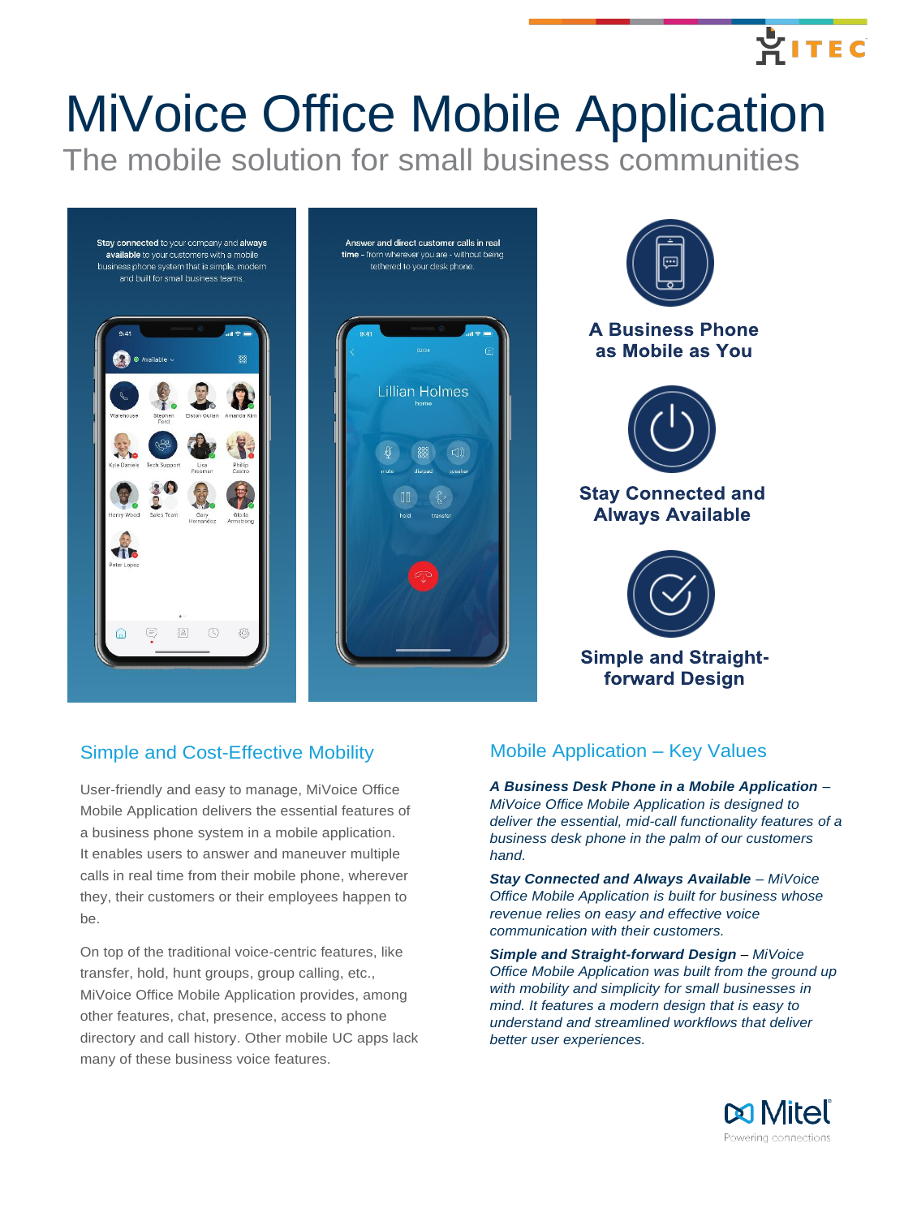# MiVoice Office Mobile Application

The mobile solution for small business communities

**A Business Phone as Mobile as You**

**Stay Connected and Always Available**

**Simple and Straight-forward Design**

## Simple and Cost-Effective Mobility

User-friendly and easy to manage, MiVoice Office Mobile Application delivers the essential features of a business phone system in a mobile application. It enables users to answer and maneuver multiple calls in real time from their mobile phone, wherever they, their customers or their employees happen to be.

On top of the traditional voice-centric features, like transfer, hold, hunt groups, group calling, etc., MiVoice Office Mobile Application provides, among other features, chat, presence, access to phone directory and call history. Other mobile UC apps lack many of these business voice features.

## Mobile Application – Key Values

***A Business Desk Phone in a Mobile Application*** *– MiVoice Office Mobile Application is designed to deliver the essential, mid-call functionality features of a business desk phone in the palm of our customers hand.*

***Stay Connected and Always Available*** *– MiVoice Office Mobile Application is built for business whose revenue relies on easy and effective voice communication with their customers.*

***Simple and Straight-forward Design*** *– MiVoice Office Mobile Application was built from the ground up with mobility and simplicity for small businesses in mind. It features a modern design that is easy to understand and streamlined workflows that deliver better user experiences.*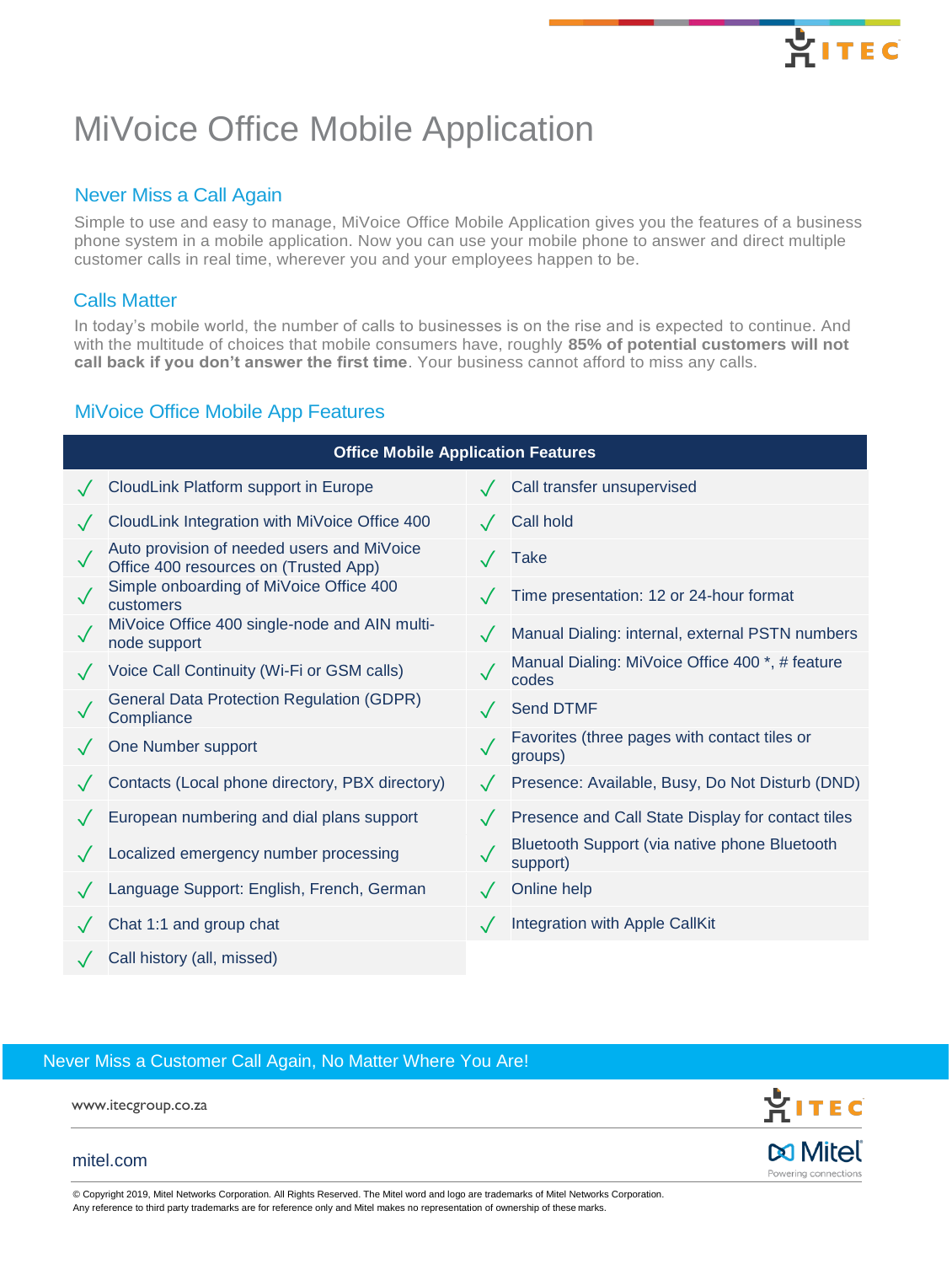# MiVoice Office Mobile Application

## Never Miss a Call Again

Simple to use and easy to manage, MiVoice Office Mobile Application gives you the features of a business phone system in a mobile application. Now you can use your mobile phone to answer and direct multiple customer calls in real time, wherever you and your employees happen to be.

## Calls Matter

In today's mobile world, the number of calls to businesses is on the rise and is expected to continue. And with the multitude of choices that mobile consumers have, roughly **85% of potential customers will not call back if you don't answer the first time**. Your business cannot afford to miss any calls.

## MiVoice Office Mobile App Features

| Office Mobile Application Features | | | |
|---|---|---|---|
| √ | CloudLink Platform support in Europe | √ | Call transfer unsupervised |
| √ | CloudLink Integration with MiVoice Office 400 | √ | Call hold |
| √ | Auto provision of needed users and MiVoice Office 400 resources on (Trusted App) | √ | Take |
| √ | Simple onboarding of MiVoice Office 400 customers | √ | Time presentation: 12 or 24-hour format |
| √ | MiVoice Office 400 single-node and AIN multi-node support | √ | Manual Dialing: internal, external PSTN numbers |
| √ | Voice Call Continuity (Wi-Fi or GSM calls) | √ | Manual Dialing: MiVoice Office 400 *, # feature codes |
| √ | General Data Protection Regulation (GDPR) Compliance | √ | Send DTMF |
| √ | One Number support | √ | Favorites (three pages with contact tiles or groups) |
| √ | Contacts (Local phone directory, PBX directory) | √ | Presence: Available, Busy, Do Not Disturb (DND) |
| √ | European numbering and dial plans support | √ | Presence and Call State Display for contact tiles |
| √ | Localized emergency number processing | √ | Bluetooth Support (via native phone Bluetooth support) |
| √ | Language Support: English, French, German | √ | Online help |
| √ | Chat 1:1 and group chat | √ | Integration with Apple CallKit |
| √ | Call history (all, missed) | | |

**Never Miss a Customer Call Again, No Matter Where You Are!**

www.itecgroup.co.za

mitel.com

© Copyright 2019, Mitel Networks Corporation. All Rights Reserved. The Mitel word and logo are trademarks of Mitel Networks Corporation. Any reference to third party trademarks are for reference only and Mitel makes no representation of ownership of these marks.